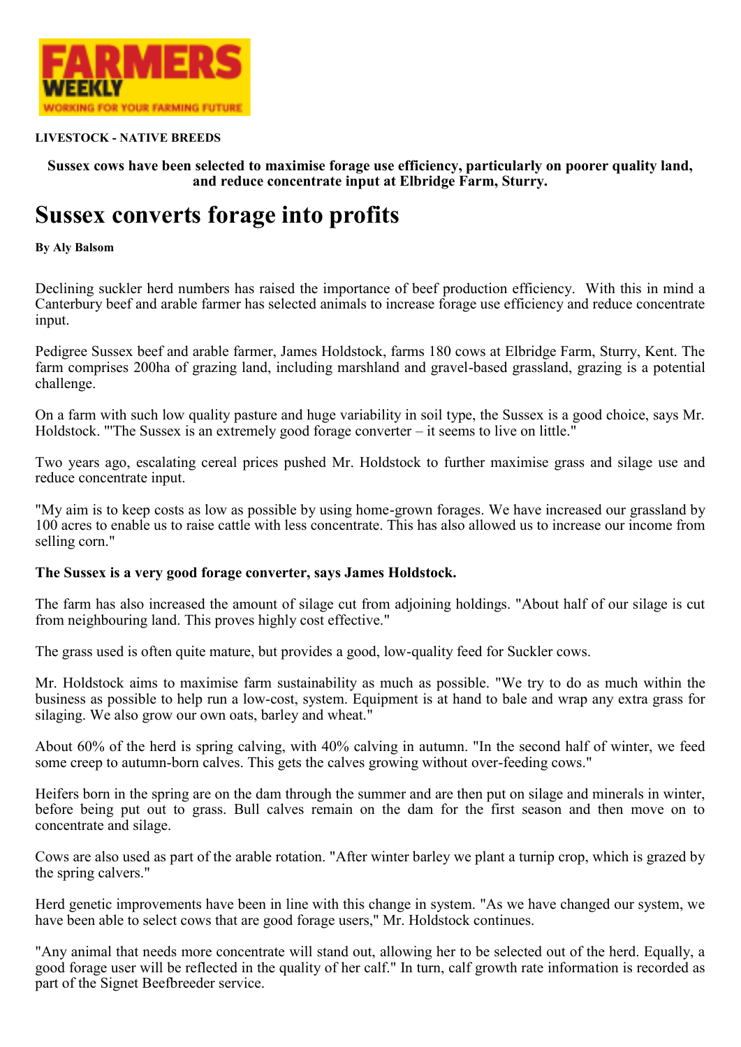**LIVESTOCK - NATIVE BREEDS**

**Sussex cows have been selected to maximise forage use efficiency, particularly on poorer quality land, and reduce concentrate input at Elbridge Farm, Sturry.**

# Sussex converts forage into profits

**By Aly Balsom**

Declining suckler herd numbers has raised the importance of beef production efficiency. With this in mind a Canterbury beef and arable farmer has selected animals to increase forage use efficiency and reduce concentrate input.

Pedigree Sussex beef and arable farmer, James Holdstock, farms 180 cows at Elbridge Farm, Sturry, Kent. The farm comprises 200ha of grazing land, including marshland and gravel-based grassland, grazing is a potential challenge.

On a farm with such low quality pasture and huge variability in soil type, the Sussex is a good choice, says Mr. Holdstock. "'The Sussex is an extremely good forage converter – it seems to live on little."

Two years ago, escalating cereal prices pushed Mr. Holdstock to further maximise grass and silage use and reduce concentrate input.

"My aim is to keep costs as low as possible by using home-grown forages. We have increased our grassland by 100 acres to enable us to raise cattle with less concentrate. This has also allowed us to increase our income from selling corn."

**The Sussex is a very good forage converter, says James Holdstock.**

The farm has also increased the amount of silage cut from adjoining holdings. "About half of our silage is cut from neighbouring land. This proves highly cost effective."

The grass used is often quite mature, but provides a good, low-quality feed for Suckler cows.

Mr. Holdstock aims to maximise farm sustainability as much as possible. "We try to do as much within the business as possible to help run a low-cost, system. Equipment is at hand to bale and wrap any extra grass for silaging. We also grow our own oats, barley and wheat."

About 60% of the herd is spring calving, with 40% calving in autumn. "In the second half of winter, we feed some creep to autumn-born calves. This gets the calves growing without over-feeding cows."

Heifers born in the spring are on the dam through the summer and are then put on silage and minerals in winter, before being put out to grass. Bull calves remain on the dam for the first season and then move on to concentrate and silage.

Cows are also used as part of the arable rotation. "After winter barley we plant a turnip crop, which is grazed by the spring calvers."

Herd genetic improvements have been in line with this change in system. "As we have changed our system, we have been able to select cows that are good forage users," Mr. Holdstock continues.

"Any animal that needs more concentrate will stand out, allowing her to be selected out of the herd. Equally, a good forage user will be reflected in the quality of her calf." In turn, calf growth rate information is recorded as part of the Signet Beefbreeder service.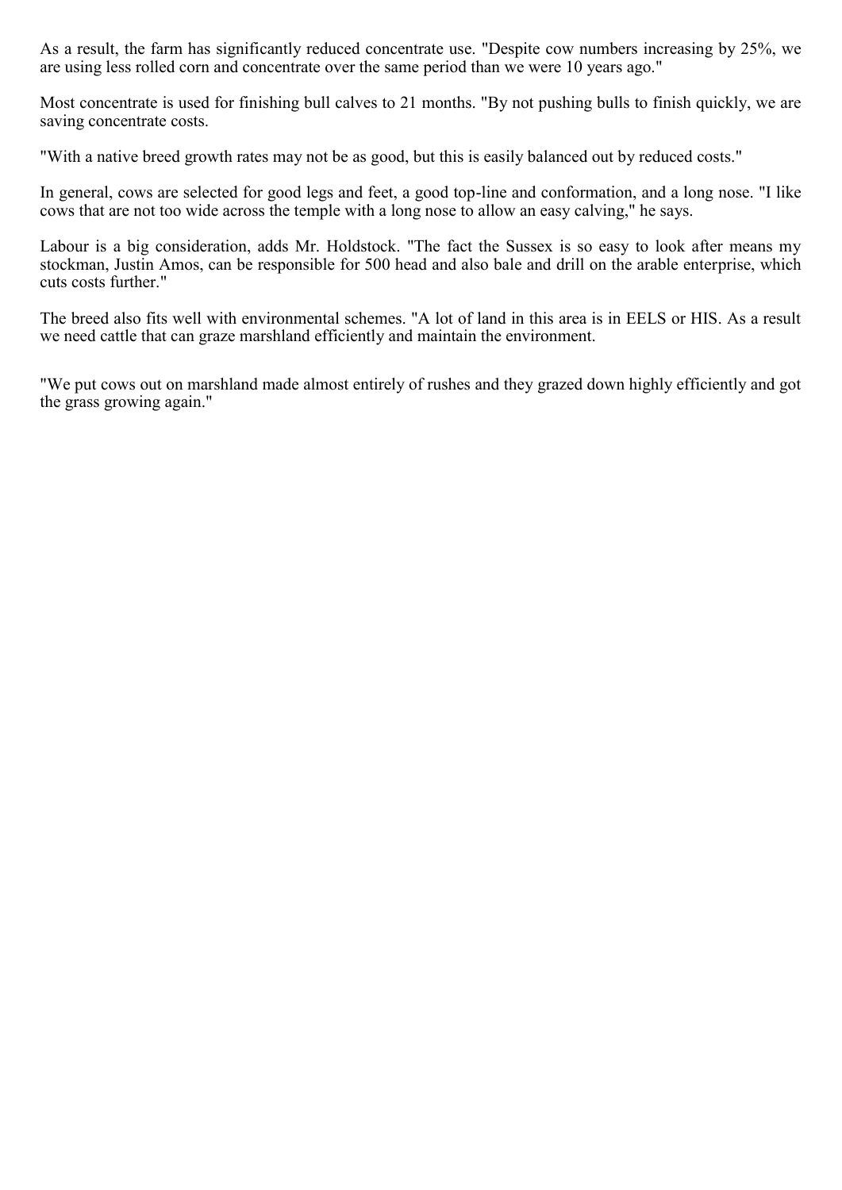As a result, the farm has significantly reduced concentrate use. "Despite cow numbers increasing by 25%, we are using less rolled corn and concentrate over the same period than we were 10 years ago."

Most concentrate is used for finishing bull calves to 21 months. "By not pushing bulls to finish quickly, we are saving concentrate costs.

"With a native breed growth rates may not be as good, but this is easily balanced out by reduced costs."

In general, cows are selected for good legs and feet, a good top-line and conformation, and a long nose. "I like cows that are not too wide across the temple with a long nose to allow an easy calving," he says.

Labour is a big consideration, adds Mr. Holdstock. "The fact the Sussex is so easy to look after means my stockman, Justin Amos, can be responsible for 500 head and also bale and drill on the arable enterprise, which cuts costs further."

The breed also fits well with environmental schemes. "A lot of land in this area is in EELS or HIS. As a result we need cattle that can graze marshland efficiently and maintain the environment.

"We put cows out on marshland made almost entirely of rushes and they grazed down highly efficiently and got the grass growing again."